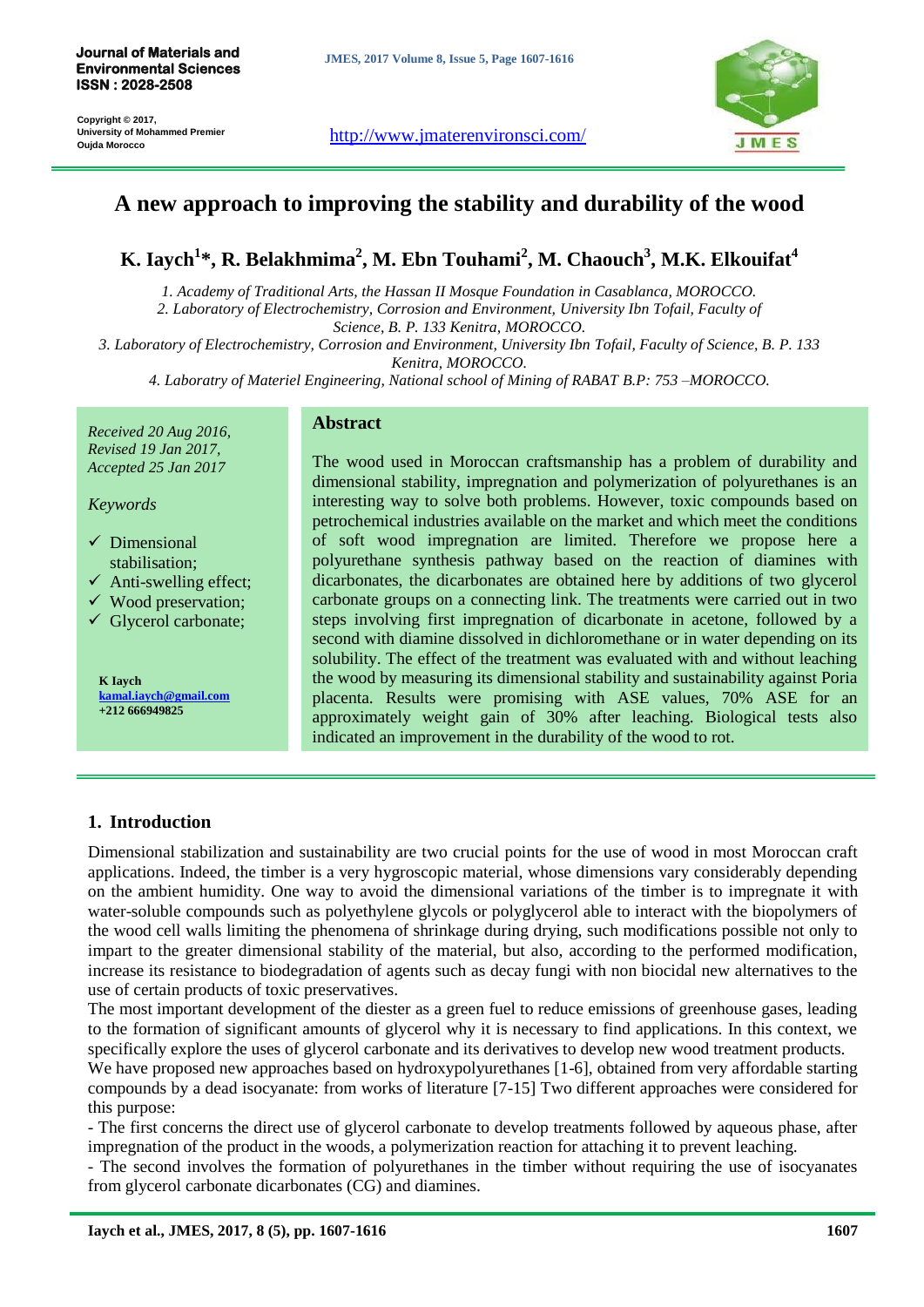# A new approach to improving the stability and durability of the wood

**K. Iaych[1]*, R. Belakhmima[2], M. Ebn Touhami[2], M. Chaouch[3], M.K. Elkouifat[4]**

*1. Academy of Traditional Arts, the Hassan II Mosque Foundation in Casablanca, MOROCCO.*
*2. Laboratory of Electrochemistry, Corrosion and Environment, University Ibn Tofail, Faculty of Science, B. P. 133 Kenitra, MOROCCO.*
*3. Laboratory of Electrochemistry, Corrosion and Environment, University Ibn Tofail, Faculty of Science, B. P. 133 Kenitra, MOROCCO.*
*4. Laboratry of Materiel Engineering, National school of Mining of RABAT B.P: 753 –MOROCCO.*

*Received 20 Aug 2016, Revised 19 Jan 2017, Accepted 25 Jan 2017*

*Keywords*

- ✓ Dimensional stabilisation;
- ✓ Anti-swelling effect;
- ✓ Wood preservation;
- ✓ Glycerol carbonate;

**K Iaych**
**kamal.iaych@gmail.com**
**+212 666949825**

## Abstract

The wood used in Moroccan craftsmanship has a problem of durability and dimensional stability, impregnation and polymerization of polyurethanes is an interesting way to solve both problems. However, toxic compounds based on petrochemical industries available on the market and which meet the conditions of soft wood impregnation are limited. Therefore we propose here a polyurethane synthesis pathway based on the reaction of diamines with dicarbonates, the dicarbonates are obtained here by additions of two glycerol carbonate groups on a connecting link. The treatments were carried out in two steps involving first impregnation of dicarbonate in acetone, followed by a second with diamine dissolved in dichloromethane or in water depending on its solubility. The effect of the treatment was evaluated with and without leaching the wood by measuring its dimensional stability and sustainability against Poria placenta. Results were promising with ASE values, 70% ASE for an approximately weight gain of 30% after leaching. Biological tests also indicated an improvement in the durability of the wood to rot.

## 1. Introduction

Dimensional stabilization and sustainability are two crucial points for the use of wood in most Moroccan craft applications. Indeed, the timber is a very hygroscopic material, whose dimensions vary considerably depending on the ambient humidity. One way to avoid the dimensional variations of the timber is to impregnate it with water-soluble compounds such as polyethylene glycols or polyglycerol able to interact with the biopolymers of the wood cell walls limiting the phenomena of shrinkage during drying, such modifications possible not only to impart to the greater dimensional stability of the material, but also, according to the performed modification, increase its resistance to biodegradation of agents such as decay fungi with non biocidal new alternatives to the use of certain products of toxic preservatives.

The most important development of the diester as a green fuel to reduce emissions of greenhouse gases, leading to the formation of significant amounts of glycerol why it is necessary to find applications. In this context, we specifically explore the uses of glycerol carbonate and its derivatives to develop new wood treatment products.

We have proposed new approaches based on hydroxypolyurethanes [1-6], obtained from very affordable starting compounds by a dead isocyanate: from works of literature [7-15] Two different approaches were considered for this purpose:

- The first concerns the direct use of glycerol carbonate to develop treatments followed by aqueous phase, after impregnation of the product in the woods, a polymerization reaction for attaching it to prevent leaching.

- The second involves the formation of polyurethanes in the timber without requiring the use of isocyanates from glycerol carbonate dicarbonates (CG) and diamines.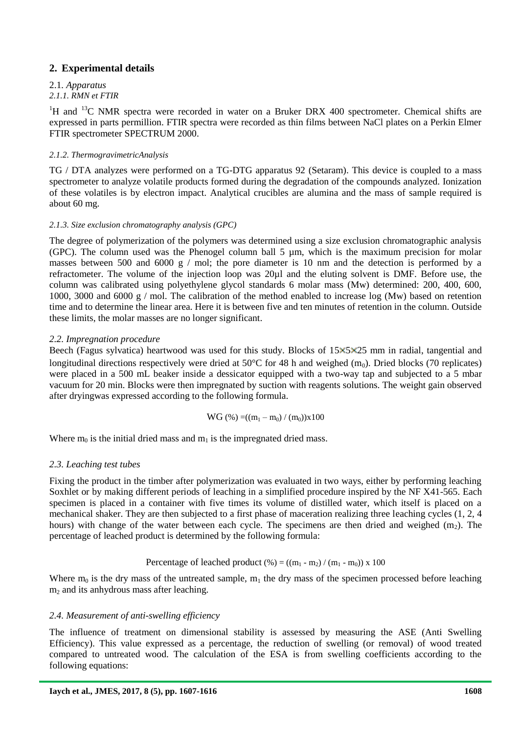## 2. Experimental details

2.1. *Apparatus*

*2.1.1. RMN et FTIR*

$^1H$ and $^{13}C$ NMR spectra were recorded in water on a Bruker DRX 400 spectrometer. Chemical shifts are expressed in parts permillion. FTIR spectra were recorded as thin films between NaCl plates on a Perkin Elmer FTIR spectrometer SPECTRUM 2000.

*2.1.2. ThermogravimetricAnalysis*

TG / DTA analyzes were performed on a TG-DTG apparatus 92 (Setaram). This device is coupled to a mass spectrometer to analyze volatile products formed during the degradation of the compounds analyzed. Ionization of these volatiles is by electron impact. Analytical crucibles are alumina and the mass of sample required is about 60 mg.

*2.1.3. Size exclusion chromatography analysis (GPC)*

The degree of polymerization of the polymers was determined using a size exclusion chromatographic analysis (GPC). The column used was the Phenogel column ball 5 µm, which is the maximum precision for molar masses between 500 and 6000 g / mol; the pore diameter is 10 nm and the detection is performed by a refractometer. The volume of the injection loop was 20µl and the eluting solvent is DMF. Before use, the column was calibrated using polyethylene glycol standards 6 molar mass (Mw) determined: 200, 400, 600, 1000, 3000 and 6000 g / mol. The calibration of the method enabled to increase log (Mw) based on retention time and to determine the linear area. Here it is between five and ten minutes of retention in the column. Outside these limits, the molar masses are no longer significant.

*2.2. Impregnation procedure*

Beech (Fagus sylvatica) heartwood was used for this study. Blocks of 15×5×25 mm in radial, tangential and longitudinal directions respectively were dried at 50°C for 48 h and weighed ($m_0$). Dried blocks (70 replicates) were placed in a 500 mL beaker inside a dessicator equipped with a two-way tap and subjected to a 5 mbar vacuum for 20 min. Blocks were then impregnated by suction with reagents solutions. The weight gain observed after dryingwas expressed according to the following formula.

$$WG\ (\%) = ((m_1 - m_0) / (m_0)) \times 100$$

Where $m_0$ is the initial dried mass and $m_1$ is the impregnated dried mass.

*2.3. Leaching test tubes*

Fixing the product in the timber after polymerization was evaluated in two ways, either by performing leaching Soxhlet or by making different periods of leaching in a simplified procedure inspired by the NF X41-565. Each specimen is placed in a container with five times its volume of distilled water, which itself is placed on a mechanical shaker. They are then subjected to a first phase of maceration realizing three leaching cycles (1, 2, 4 hours) with change of the water between each cycle. The specimens are then dried and weighed ($m_2$). The percentage of leached product is determined by the following formula:

$$\text{Percentage of leached product}\ (\%) = ((m_1 - m_2) / (m_1 - m_0)) \times 100$$

Where $m_0$ is the dry mass of the untreated sample, $m_1$ the dry mass of the specimen processed before leaching $m_2$ and its anhydrous mass after leaching.

*2.4. Measurement of anti-swelling efficiency*

The influence of treatment on dimensional stability is assessed by measuring the ASE (Anti Swelling Efficiency). This value expressed as a percentage, the reduction of swelling (or removal) of wood treated compared to untreated wood. The calculation of the ESA is from swelling coefficients according to the following equations: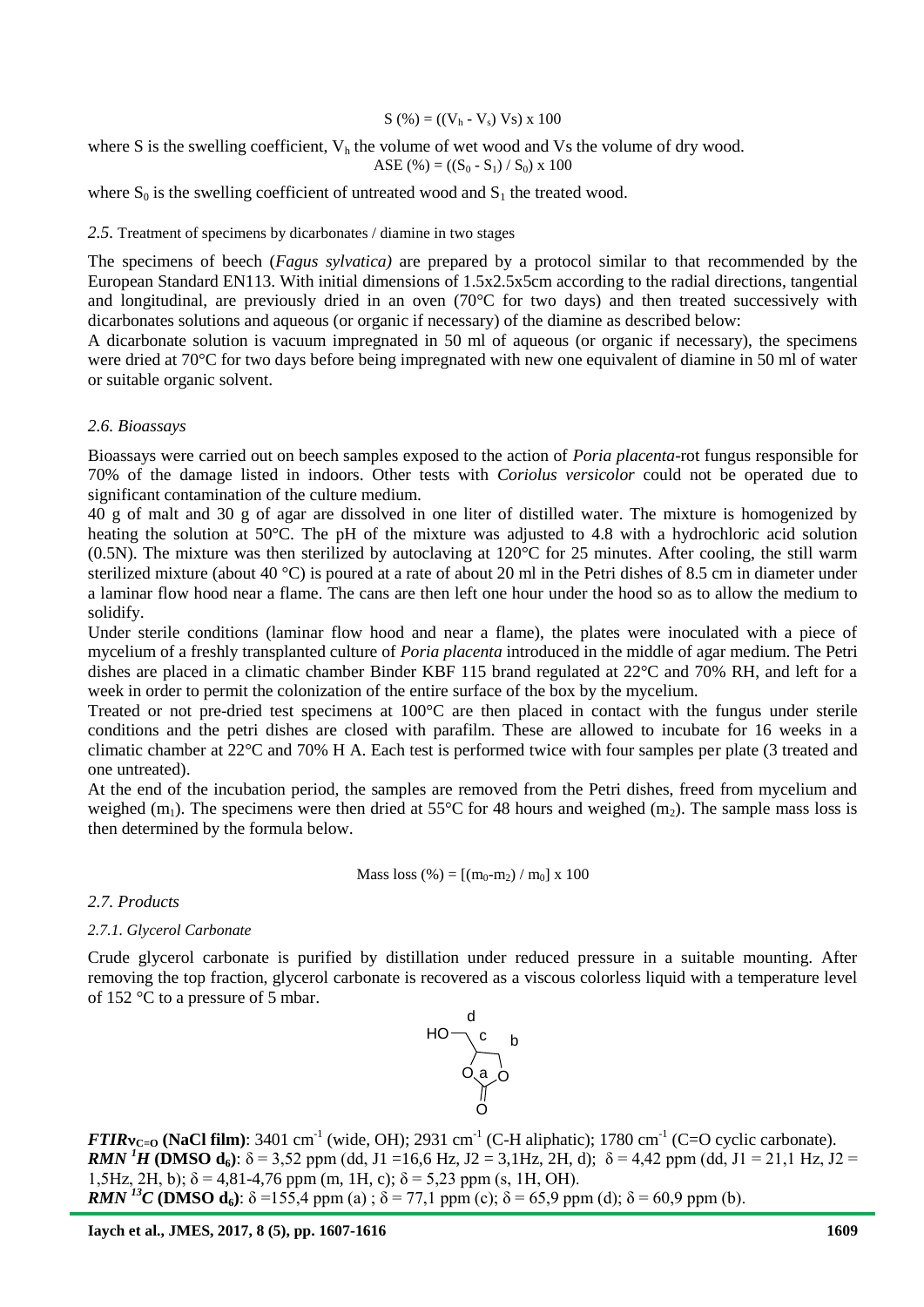$$S\ (\%) = ((V_h - V_s)\ Vs) \times 100$$

where S is the swelling coefficient, $V_h$ the volume of wet wood and Vs the volume of dry wood.

$$ASE\ (\%) = ((S_0 - S_1) / S_0) \times 100$$

where $S_0$ is the swelling coefficient of untreated wood and $S_1$ the treated wood.

### *2.5.* Treatment of specimens by dicarbonates / diamine in two stages

The specimens of beech (*Fagus sylvatica)* are prepared by a protocol similar to that recommended by the European Standard EN113. With initial dimensions of 1.5x2.5x5cm according to the radial directions, tangential and longitudinal, are previously dried in an oven (70°C for two days) and then treated successively with dicarbonates solutions and aqueous (or organic if necessary) of the diamine as described below:

A dicarbonate solution is vacuum impregnated in 50 ml of aqueous (or organic if necessary), the specimens were dried at 70°C for two days before being impregnated with new one equivalent of diamine in 50 ml of water or suitable organic solvent.

### *2.6. Bioassays*

Bioassays were carried out on beech samples exposed to the action of *Poria placenta*-rot fungus responsible for 70% of the damage listed in indoors. Other tests with *Coriolus versicolor* could not be operated due to significant contamination of the culture medium.

40 g of malt and 30 g of agar are dissolved in one liter of distilled water. The mixture is homogenized by heating the solution at 50°C. The pH of the mixture was adjusted to 4.8 with a hydrochloric acid solution (0.5N). The mixture was then sterilized by autoclaving at 120°C for 25 minutes. After cooling, the still warm sterilized mixture (about 40 °C) is poured at a rate of about 20 ml in the Petri dishes of 8.5 cm in diameter under a laminar flow hood near a flame. The cans are then left one hour under the hood so as to allow the medium to solidify.

Under sterile conditions (laminar flow hood and near a flame), the plates were inoculated with a piece of mycelium of a freshly transplanted culture of *Poria placenta* introduced in the middle of agar medium. The Petri dishes are placed in a climatic chamber Binder KBF 115 brand regulated at 22°C and 70% RH, and left for a week in order to permit the colonization of the entire surface of the box by the mycelium.

Treated or not pre-dried test specimens at 100°C are then placed in contact with the fungus under sterile conditions and the petri dishes are closed with parafilm. These are allowed to incubate for 16 weeks in a climatic chamber at 22°C and 70% H A. Each test is performed twice with four samples per plate (3 treated and one untreated).

At the end of the incubation period, the samples are removed from the Petri dishes, freed from mycelium and weighed ($m_1$). The specimens were then dried at 55°C for 48 hours and weighed ($m_2$). The sample mass loss is then determined by the formula below.

$$\text{Mass loss}\ (\%) = [(m_0 - m_2) / m_0] \times 100$$

### *2.7. Products*

#### *2.7.1. Glycerol Carbonate*

Crude glycerol carbonate is purified by distillation under reduced pressure in a suitable mounting. After removing the top fraction, glycerol carbonate is recovered as a viscous colorless liquid with a temperature level of 152 °C to a pressure of 5 mbar.

***FTIR*$\nu_{C=O}$ (NaCl film)**: 3401 $cm^{-1}$ (wide, OH); 2931 $cm^{-1}$ (C-H aliphatic); 1780 $cm^{-1}$ (C=O cyclic carbonate).
***RMN $^1H$* (DMSO $d_6$)**: δ = 3,52 ppm (dd, J1 =16,6 Hz, J2 = 3,1Hz, 2H, d); δ = 4,42 ppm (dd, J1 = 21,1 Hz, J2 = 1,5Hz, 2H, b); δ = 4,81-4,76 ppm (m, 1H, c); δ = 5,23 ppm (s, 1H, OH).
***RMN $^{13}C$* (DMSO $d_6$)**: δ =155,4 ppm (a) ; δ = 77,1 ppm (c); δ = 65,9 ppm (d); δ = 60,9 ppm (b).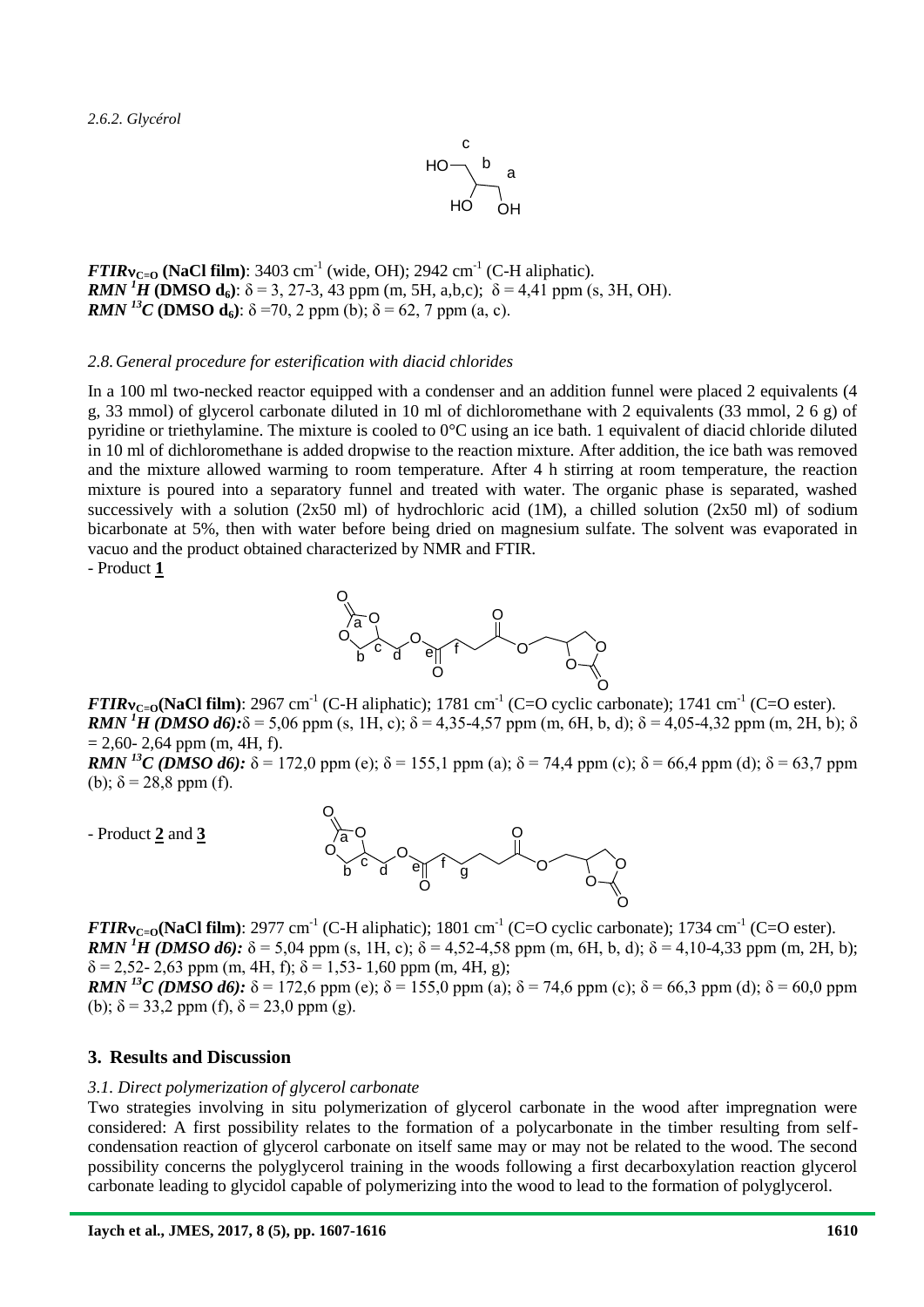*2.6.2. Glycérol*

***FTIR*** $\nu_{C=O}$ **(NaCl film)**: 3403 $cm^{-1}$ (wide, OH); 2942 $cm^{-1}$ (C-H aliphatic).
***RMN*** $^{1}H$ **(DMSO $d_6$)**: $\delta$ = 3, 27-3, 43 ppm (m, 5H, a,b,c); $\delta$ = 4,41 ppm (s, 3H, OH).
***RMN*** $^{13}C$ **(DMSO $d_6$)**: $\delta$ =70, 2 ppm (b); $\delta$ = 62, 7 ppm (a, c).

*2.8. General procedure for esterification with diacid chlorides*

In a 100 ml two-necked reactor equipped with a condenser and an addition funnel were placed 2 equivalents (4 g, 33 mmol) of glycerol carbonate diluted in 10 ml of dichloromethane with 2 equivalents (33 mmol, 2 6 g) of pyridine or triethylamine. The mixture is cooled to 0°C using an ice bath. 1 equivalent of diacid chloride diluted in 10 ml of dichloromethane is added dropwise to the reaction mixture. After addition, the ice bath was removed and the mixture allowed warming to room temperature. After 4 h stirring at room temperature, the reaction mixture is poured into a separatory funnel and treated with water. The organic phase is separated, washed successively with a solution (2x50 ml) of hydrochloric acid (1M), a chilled solution (2x50 ml) of sodium bicarbonate at 5%, then with water before being dried on magnesium sulfate. The solvent was evaporated in vacuo and the product obtained characterized by NMR and FTIR.

- Product **1**

***FTIR*** $\nu_{C=O}$ **(NaCl film)**: 2967 $cm^{-1}$ (C-H aliphatic); 1781 $cm^{-1}$ (C=O cyclic carbonate); 1741 $cm^{-1}$ (C=O ester).
***RMN*** $^{1}H$ ***(DMSO d6):*** $\delta$ = 5,06 ppm (s, 1H, c); $\delta$ = 4,35-4,57 ppm (m, 6H, b, d); $\delta$ = 4,05-4,32 ppm (m, 2H, b); $\delta$ = 2,60- 2,64 ppm (m, 4H, f).
***RMN*** $^{13}C$ ***(DMSO d6):*** $\delta$ = 172,0 ppm (e); $\delta$ = 155,1 ppm (a); $\delta$ = 74,4 ppm (c); $\delta$ = 66,4 ppm (d); $\delta$ = 63,7 ppm (b); $\delta$ = 28,8 ppm (f).

- Product **2** and **3**

***FTIR*** $\nu_{C=O}$ **(NaCl film)**: 2977 $cm^{-1}$ (C-H aliphatic); 1801 $cm^{-1}$ (C=O cyclic carbonate); 1734 $cm^{-1}$ (C=O ester).
***RMN*** $^{1}H$ ***(DMSO d6):*** $\delta$ = 5,04 ppm (s, 1H, c); $\delta$ = 4,52-4,58 ppm (m, 6H, b, d); $\delta$ = 4,10-4,33 ppm (m, 2H, b); $\delta$ = 2,52- 2,63 ppm (m, 4H, f); $\delta$ = 1,53- 1,60 ppm (m, 4H, g);
***RMN*** $^{13}C$ ***(DMSO d6):*** $\delta$ = 172,6 ppm (e); $\delta$ = 155,0 ppm (a); $\delta$ = 74,6 ppm (c); $\delta$ = 66,3 ppm (d); $\delta$ = 60,0 ppm (b); $\delta$ = 33,2 ppm (f), $\delta$ = 23,0 ppm (g).

## 3. Results and Discussion

*3.1. Direct polymerization of glycerol carbonate*

Two strategies involving in situ polymerization of glycerol carbonate in the wood after impregnation were considered: A first possibility relates to the formation of a polycarbonate in the timber resulting from self-condensation reaction of glycerol carbonate on itself same may or may not be related to the wood. The second possibility concerns the polyglycerol training in the woods following a first decarboxylation reaction glycerol carbonate leading to glycidol capable of polymerizing into the wood to lead to the formation of polyglycerol.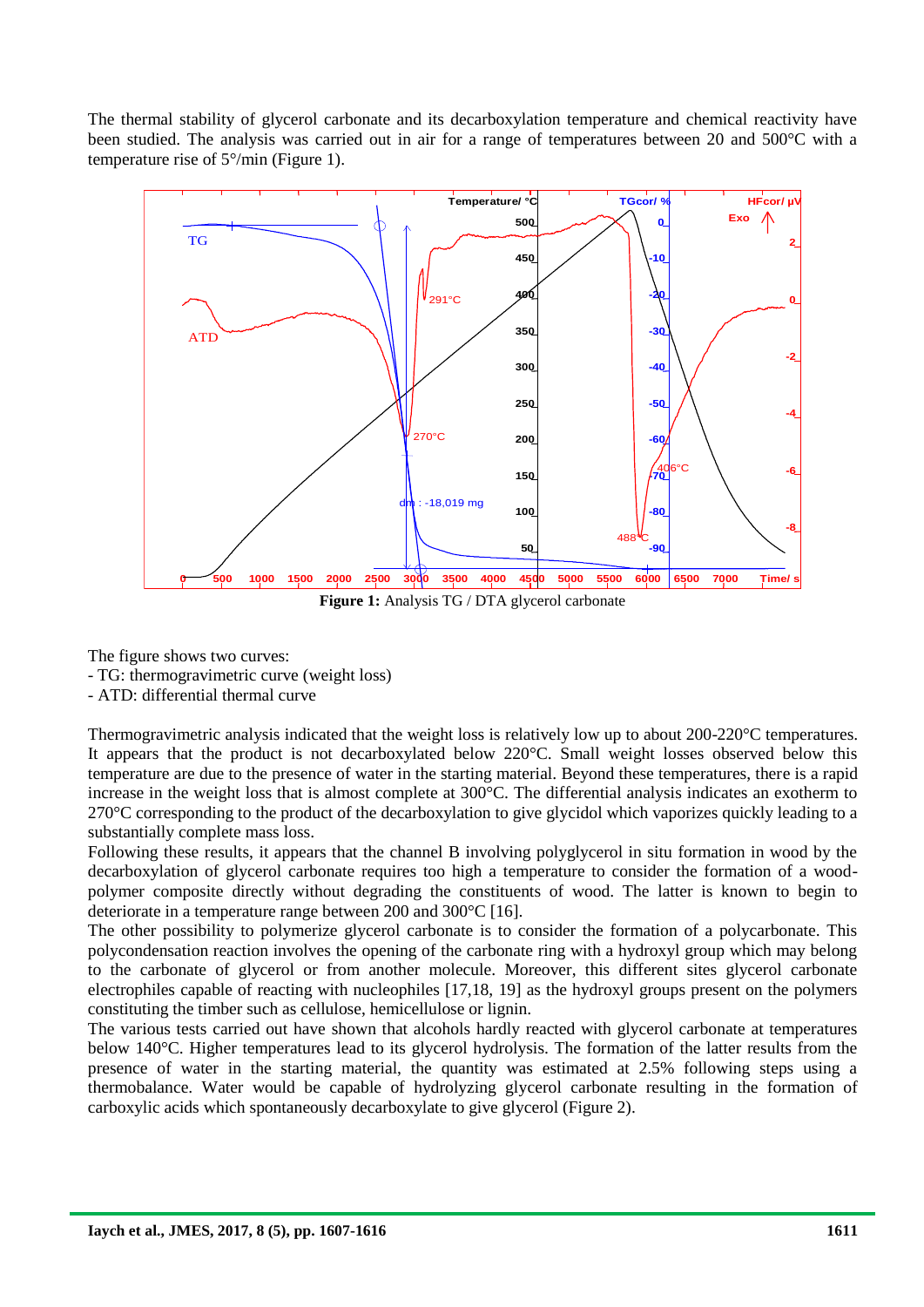The thermal stability of glycerol carbonate and its decarboxylation temperature and chemical reactivity have been studied. The analysis was carried out in air for a range of temperatures between 20 and 500°C with a temperature rise of 5°/min (Figure 1).

**Figure 1:** Analysis TG / DTA glycerol carbonate

The figure shows two curves:

- TG: thermogravimetric curve (weight loss)
- ATD: differential thermal curve

Thermogravimetric analysis indicated that the weight loss is relatively low up to about 200-220°C temperatures. It appears that the product is not decarboxylated below 220°C. Small weight losses observed below this temperature are due to the presence of water in the starting material. Beyond these temperatures, there is a rapid increase in the weight loss that is almost complete at 300°C. The differential analysis indicates an exotherm to 270°C corresponding to the product of the decarboxylation to give glycidol which vaporizes quickly leading to a substantially complete mass loss.

Following these results, it appears that the channel B involving polyglycerol in situ formation in wood by the decarboxylation of glycerol carbonate requires too high a temperature to consider the formation of a wood-polymer composite directly without degrading the constituents of wood. The latter is known to begin to deteriorate in a temperature range between 200 and 300°C [16].

The other possibility to polymerize glycerol carbonate is to consider the formation of a polycarbonate. This polycondensation reaction involves the opening of the carbonate ring with a hydroxyl group which may belong to the carbonate of glycerol or from another molecule. Moreover, this different sites glycerol carbonate electrophiles capable of reacting with nucleophiles [17,18, 19] as the hydroxyl groups present on the polymers constituting the timber such as cellulose, hemicellulose or lignin.

The various tests carried out have shown that alcohols hardly reacted with glycerol carbonate at temperatures below 140°C. Higher temperatures lead to its glycerol hydrolysis. The formation of the latter results from the presence of water in the starting material, the quantity was estimated at 2.5% following steps using a thermobalance. Water would be capable of hydrolyzing glycerol carbonate resulting in the formation of carboxylic acids which spontaneously decarboxylate to give glycerol (Figure 2).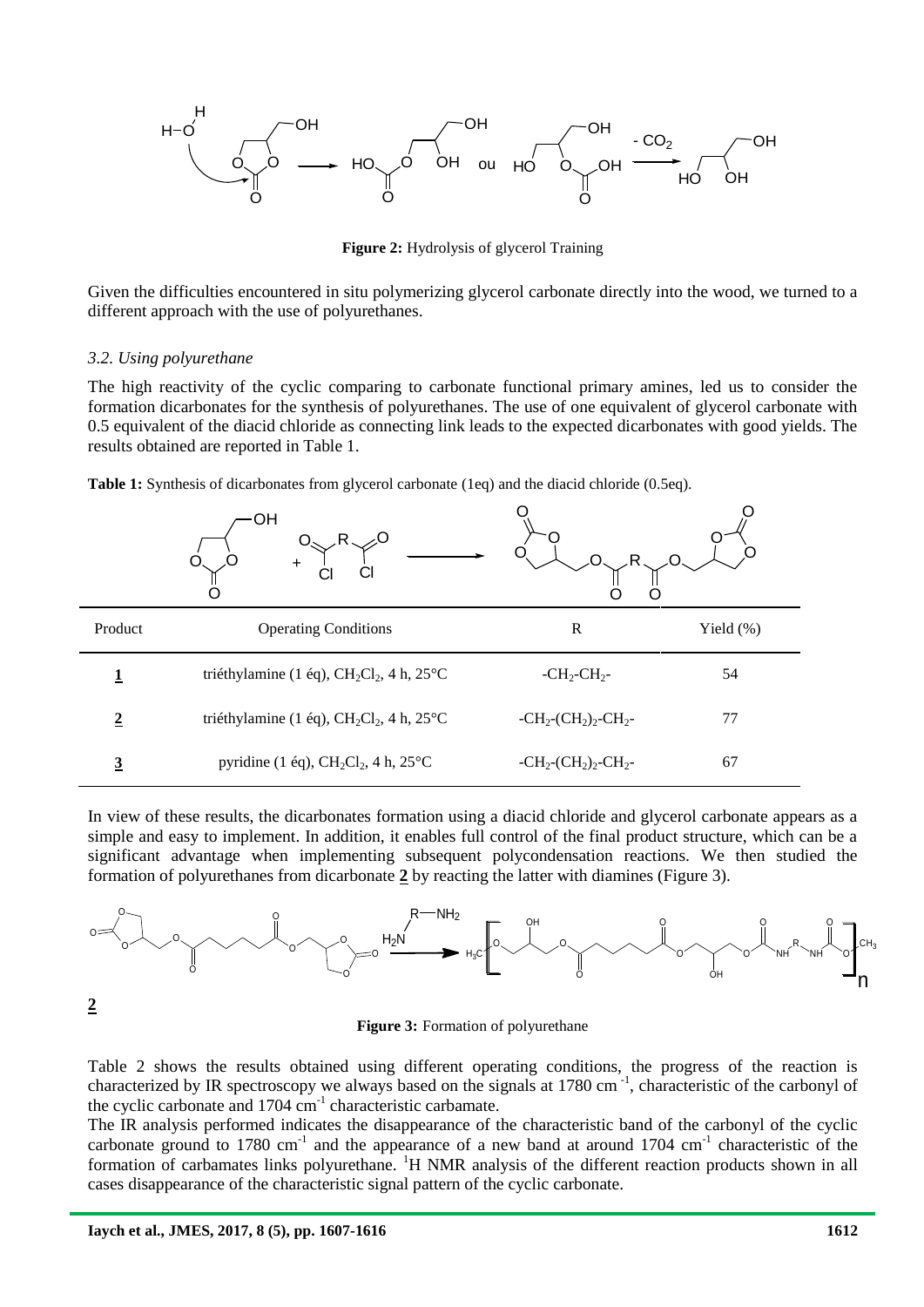**Figure 2:** Hydrolysis of glycerol Training

Given the difficulties encountered in situ polymerizing glycerol carbonate directly into the wood, we turned to a different approach with the use of polyurethanes.

### *3.2. Using polyurethane*

The high reactivity of the cyclic comparing to carbonate functional primary amines, led us to consider the formation dicarbonates for the synthesis of polyurethanes. The use of one equivalent of glycerol carbonate with 0.5 equivalent of the diacid chloride as connecting link leads to the expected dicarbonates with good yields. The results obtained are reported in Table 1.

**Table 1:** Synthesis of dicarbonates from glycerol carbonate (1eq) and the diacid chloride (0.5eq).

| Product | Operating Conditions | R | Yield (%) |
|---|---|---|---|
| **1** | triéthylamine (1 éq), $CH_2Cl_2$, 4 h, 25°C | $-CH_2-CH_2-$ | 54 |
| **2** | triéthylamine (1 éq), $CH_2Cl_2$, 4 h, 25°C | $-CH_2-(CH_2)_2-CH_2-$ | 77 |
| **3** | pyridine (1 éq), $CH_2Cl_2$, 4 h, 25°C | $-CH_2-(CH_2)_2-CH_2-$ | 67 |

In view of these results, the dicarbonates formation using a diacid chloride and glycerol carbonate appears as a simple and easy to implement. In addition, it enables full control of the final product structure, which can be a significant advantage when implementing subsequent polycondensation reactions. We then studied the formation of polyurethanes from dicarbonate **2** by reacting the latter with diamines (Figure 3).

**Figure 3:** Formation of polyurethane

Table 2 shows the results obtained using different operating conditions, the progress of the reaction is characterized by IR spectroscopy we always based on the signals at 1780 $cm^{-1}$, characteristic of the carbonyl of the cyclic carbonate and 1704 $cm^{-1}$ characteristic carbamate.

The IR analysis performed indicates the disappearance of the characteristic band of the carbonyl of the cyclic carbonate ground to 1780 $cm^{-1}$ and the appearance of a new band at around 1704 $cm^{-1}$ characteristic of the formation of carbamates links polyurethane. $^{1}$H NMR analysis of the different reaction products shown in all cases disappearance of the characteristic signal pattern of the cyclic carbonate.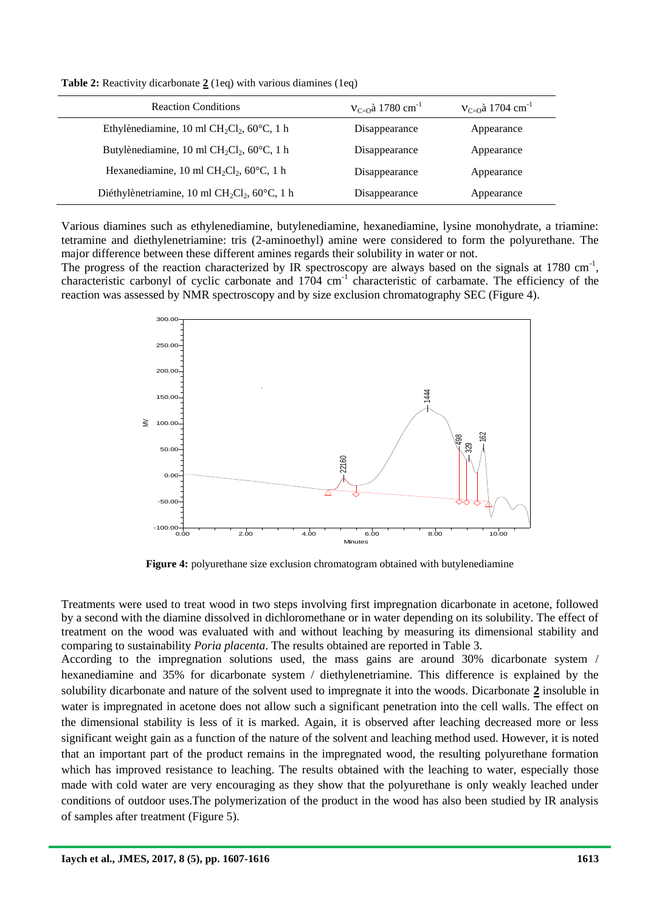**Table 2:** Reactivity dicarbonate **2** (1eq) with various diamines (1eq)

| Reaction Conditions | $\nu_{C=O}$à 1780 $cm^{-1}$ | $\nu_{C=O}$à 1704 $cm^{-1}$ |
|---|---|---|
| Ethylènediamine, 10 ml $CH_2Cl_2$, 60°C, 1 h | Disappearance | Appearance |
| Butylènediamine, 10 ml $CH_2Cl_2$, 60°C, 1 h | Disappearance | Appearance |
| Hexanediamine, 10 ml $CH_2Cl_2$, 60°C, 1 h | Disappearance | Appearance |
| Diéthylènetriamine, 10 ml $CH_2Cl_2$, 60°C, 1 h | Disappearance | Appearance |

Various diamines such as ethylenediamine, butylenediamine, hexanediamine, lysine monohydrate, a triamine: tetramine and diethylenetriamine: tris (2-aminoethyl) amine were considered to form the polyurethane. The major difference between these different amines regards their solubility in water or not.
The progress of the reaction characterized by IR spectroscopy are always based on the signals at 1780 $cm^{-1}$, characteristic carbonyl of cyclic carbonate and 1704 $cm^{-1}$ characteristic of carbamate. The efficiency of the reaction was assessed by NMR spectroscopy and by size exclusion chromatography SEC (Figure 4).

**Figure 4:** polyurethane size exclusion chromatogram obtained with butylenediamine

Treatments were used to treat wood in two steps involving first impregnation dicarbonate in acetone, followed by a second with the diamine dissolved in dichloromethane or in water depending on its solubility. The effect of treatment on the wood was evaluated with and without leaching by measuring its dimensional stability and comparing to sustainability *Poria placenta*. The results obtained are reported in Table 3.
According to the impregnation solutions used, the mass gains are around 30% dicarbonate system / hexanediamine and 35% for dicarbonate system / diethylenetriamine. This difference is explained by the solubility dicarbonate and nature of the solvent used to impregnate it into the woods. Dicarbonate **2** insoluble in water is impregnated in acetone does not allow such a significant penetration into the cell walls. The effect on the dimensional stability is less of it is marked. Again, it is observed after leaching decreased more or less significant weight gain as a function of the nature of the solvent and leaching method used. However, it is noted that an important part of the product remains in the impregnated wood, the resulting polyurethane formation which has improved resistance to leaching. The results obtained with the leaching to water, especially those made with cold water are very encouraging as they show that the polyurethane is only weakly leached under conditions of outdoor uses.The polymerization of the product in the wood has also been studied by IR analysis of samples after treatment (Figure 5).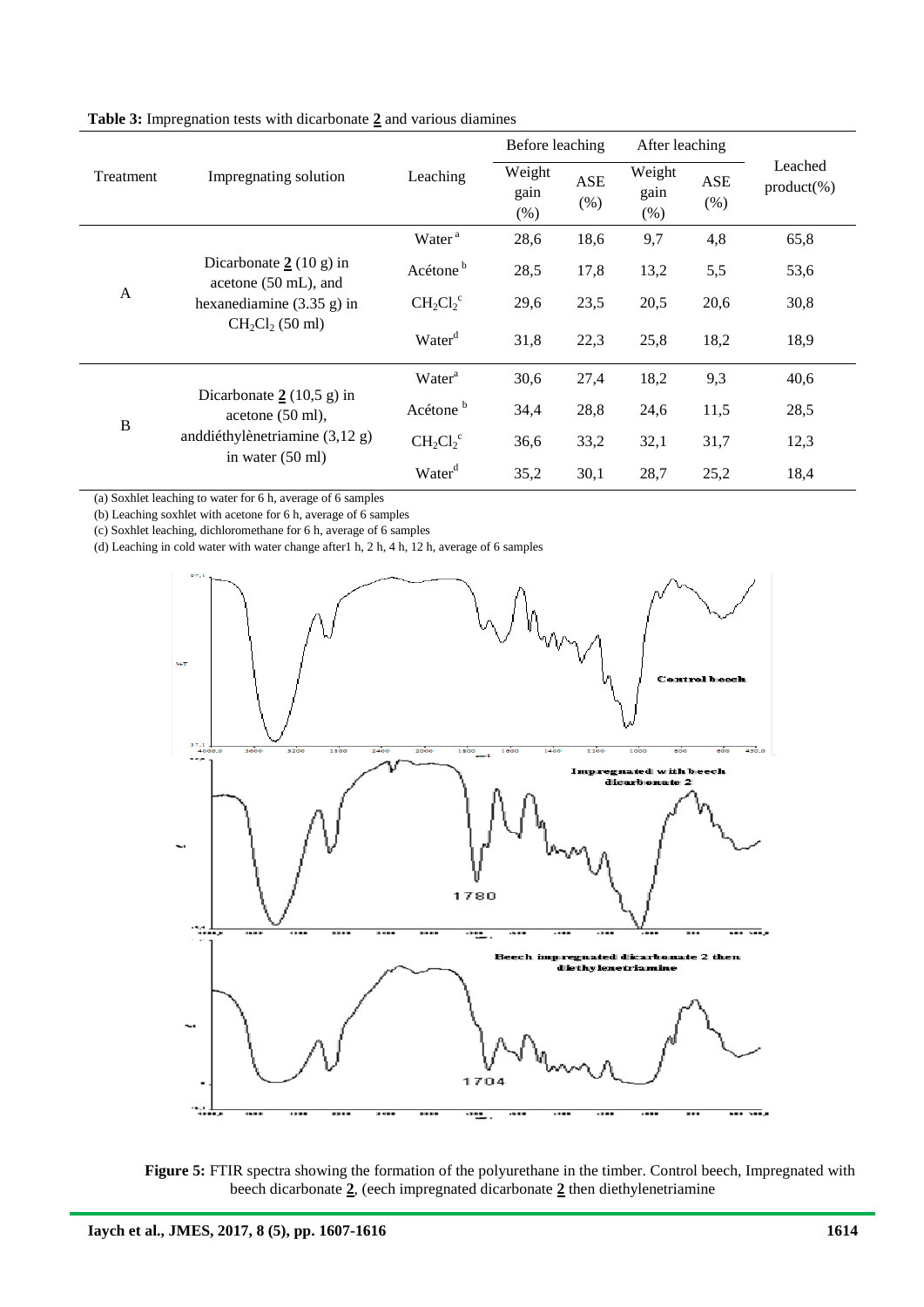**Table 3:** Impregnation tests with dicarbonate **2** and various diamines

| Treatment | Impregnating solution | Leaching | Before leaching | | After leaching | | Leached product(%) |
|---|---|---|---|---|---|---|---|
| | | | Weight gain (%) | ASE (%) | Weight gain (%) | ASE (%) | |
| A | Dicarbonate **2** (10 g) in acetone (50 mL), and hexanediamine (3.35 g) in $CH_2Cl_2$ (50 ml) | Water [a] | 28,6 | 18,6 | 9,7 | 4,8 | 65,8 |
| | | Acétone [b] | 28,5 | 17,8 | 13,2 | 5,5 | 53,6 |
| | | $CH_2Cl_2$ [c] | 29,6 | 23,5 | 20,5 | 20,6 | 30,8 |
| | | Water [d] | 31,8 | 22,3 | 25,8 | 18,2 | 18,9 |
| B | Dicarbonate **2** (10,5 g) in acetone (50 ml), anddiéthylènetriamine (3,12 g) in water (50 ml) | Water [a] | 30,6 | 27,4 | 18,2 | 9,3 | 40,6 |
| | | Acétone [b] | 34,4 | 28,8 | 24,6 | 11,5 | 28,5 |
| | | $CH_2Cl_2$ [c] | 36,6 | 33,2 | 32,1 | 31,7 | 12,3 |
| | | Water [d] | 35,2 | 30,1 | 28,7 | 25,2 | 18,4 |

(a) Soxhlet leaching to water for 6 h, average of 6 samples
(b) Leaching soxhlet with acetone for 6 h, average of 6 samples
(c) Soxhlet leaching, dichloromethane for 6 h, average of 6 samples
(d) Leaching in cold water with water change after1 h, 2 h, 4 h, 12 h, average of 6 samples

**Figure 5:** FTIR spectra showing the formation of the polyurethane in the timber. Control beech, Impregnated with beech dicarbonate **2**, (eech impregnated dicarbonate **2** then diethylenetriamine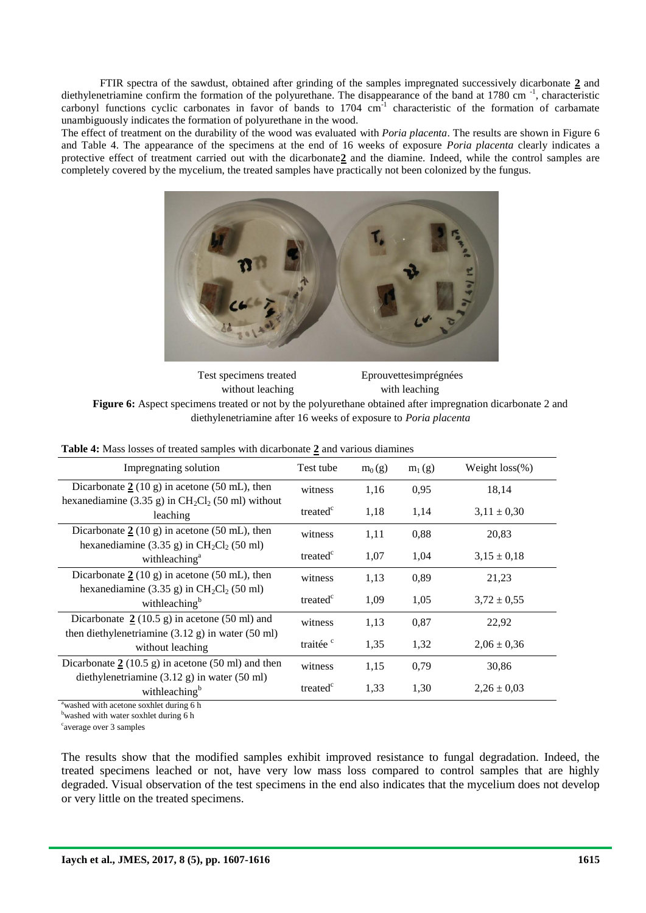FTIR spectra of the sawdust, obtained after grinding of the samples impregnated successively dicarbonate **2** and diethylenetriamine confirm the formation of the polyurethane. The disappearance of the band at 1780 cm $^{-1}$, characteristic carbonyl functions cyclic carbonates in favor of bands to 1704 cm$^{-1}$ characteristic of the formation of carbamate unambiguously indicates the formation of polyurethane in the wood.

The effect of treatment on the durability of the wood was evaluated with *Poria placenta*. The results are shown in Figure 6 and Table 4. The appearance of the specimens at the end of 16 weeks of exposure *Poria placenta* clearly indicates a protective effect of treatment carried out with the dicarbonate**2** and the diamine. Indeed, while the control samples are completely covered by the mycelium, the treated samples have practically not been colonized by the fungus.

Test specimens treated without leaching    Eprouvettesimprégnées with leaching

**Figure 6:** Aspect specimens treated or not by the polyurethane obtained after impregnation dicarbonate 2 and diethylenetriamine after 16 weeks of exposure to *Poria placenta*

**Table 4:** Mass losses of treated samples with dicarbonate **2** and various diamines

| Impregnating solution | Test tube | $m_0$ (g) | $m_1$ (g) | Weight loss(%) |
|---|---|---|---|---|
| Dicarbonate **2** (10 g) in acetone (50 mL), then hexanediamine (3.35 g) in $CH_2Cl_2$ (50 ml) without leaching | witness | 1,16 | 0,95 | 18,14 |
| | treated[c] | 1,18 | 1,14 | 3,11 ± 0,30 |
| Dicarbonate **2** (10 g) in acetone (50 mL), then hexanediamine (3.35 g) in $CH_2Cl_2$ (50 ml) withleaching[a] | witness | 1,11 | 0,88 | 20,83 |
| | treated[c] | 1,07 | 1,04 | 3,15 ± 0,18 |
| Dicarbonate **2** (10 g) in acetone (50 mL), then hexanediamine (3.35 g) in $CH_2Cl_2$ (50 ml) withleaching[b] | witness | 1,13 | 0,89 | 21,23 |
| | treated[c] | 1,09 | 1,05 | 3,72 ± 0,55 |
| Dicarbonate **2** (10.5 g) in acetone (50 ml) and then diethylenetriamine (3.12 g) in water (50 ml) without leaching | witness | 1,13 | 0,87 | 22,92 |
| | traitée [c] | 1,35 | 1,32 | 2,06 ± 0,36 |
| Dicarbonate **2** (10.5 g) in acetone (50 ml) and then diethylenetriamine (3.12 g) in water (50 ml) withleaching[b] | witness | 1,15 | 0,79 | 30,86 |
| | treated[c] | 1,33 | 1,30 | 2,26 ± 0,03 |

[a]washed with acetone soxhlet during 6 h
[b]washed with water soxhlet during 6 h
[c]average over 3 samples

The results show that the modified samples exhibit improved resistance to fungal degradation. Indeed, the treated specimens leached or not, have very low mass loss compared to control samples that are highly degraded. Visual observation of the test specimens in the end also indicates that the mycelium does not develop or very little on the treated specimens.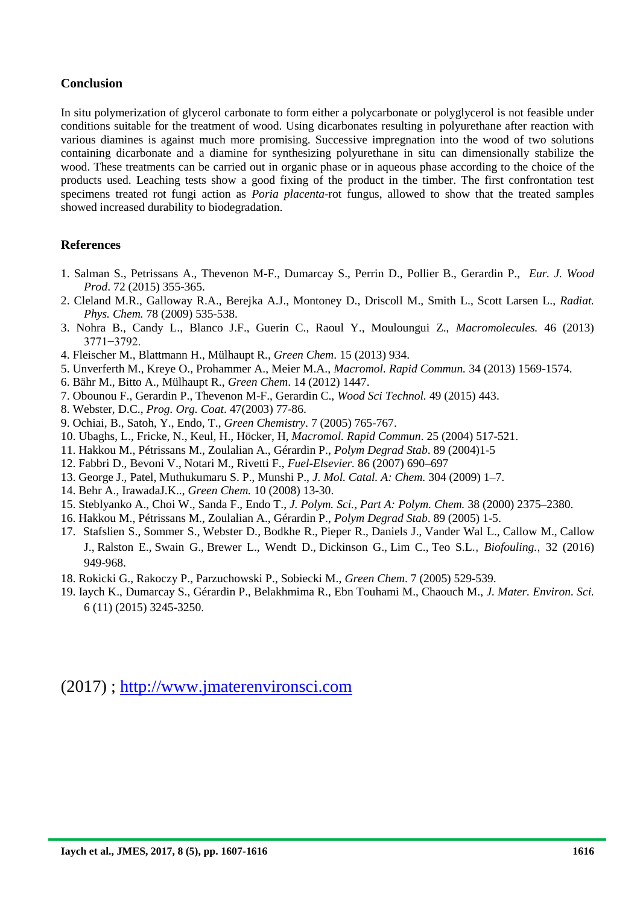## Conclusion

In situ polymerization of glycerol carbonate to form either a polycarbonate or polyglycerol is not feasible under conditions suitable for the treatment of wood. Using dicarbonates resulting in polyurethane after reaction with various diamines is against much more promising. Successive impregnation into the wood of two solutions containing dicarbonate and a diamine for synthesizing polyurethane in situ can dimensionally stabilize the wood. These treatments can be carried out in organic phase or in aqueous phase according to the choice of the products used. Leaching tests show a good fixing of the product in the timber. The first confrontation test specimens treated rot fungi action as *Poria placenta*-rot fungus, allowed to show that the treated samples showed increased durability to biodegradation.

## References

1. Salman S., Petrissans A., Thevenon M-F., Dumarcay S., Perrin D., Pollier B., Gerardin P., *Eur. J. Wood Prod*. 72 (2015) 355-365.
2. Cleland M.R., Galloway R.A., Berejka A.J., Montoney D., Driscoll M., Smith L., Scott Larsen L., *Radiat. Phys. Chem.* 78 (2009) 535-538.
3. Nohra B., Candy L., Blanco J.F., Guerin C., Raoul Y., Mouloungui Z., *Macromolecules.* 46 (2013) 3771−3792.
4. Fleischer M., Blattmann H., Mülhaupt R., *Green Chem*. 15 (2013) 934.
5. Unverferth M., Kreye O., Prohammer A., Meier M.A., *Macromol. Rapid Commun.* 34 (2013) 1569-1574.
6. Bähr M., Bitto A., Mülhaupt R., *Green Chem*. 14 (2012) 1447.
7. Obounou F., Gerardin P., Thevenon M-F., Gerardin C., *Wood Sci Technol.* 49 (2015) 443.
8. Webster, D.C., *Prog. Org. Coat*. 47(2003) 77-86.
9. Ochiai, B., Satoh, Y., Endo, T., *Green Chemistry*. 7 (2005) 765-767.
10. Ubaghs, L., Fricke, N., Keul, H., Höcker, H, *Macromol. Rapid Commun*. 25 (2004) 517-521.
11. Hakkou M., Pétrissans M., Zoulalian A., Gérardin P., *Polym Degrad Stab*. 89 (2004)1-5
12. Fabbri D., Bevoni V., Notari M., Rivetti F., *Fuel-Elsevier.* 86 (2007) 690–697
13. George J., Patel, Muthukumaru S. P., Munshi P., *J. Mol. Catal. A: Chem.* 304 (2009) 1–7.
14. Behr A., IrawadaJ.K.., *Green Chem.* 10 (2008) 13-30.
15. Steblyanko A., Choi W., Sanda F., Endo T., *J. Polym. Sci., Part A: Polym. Chem.* 38 (2000) 2375–2380.
16. Hakkou M., Pétrissans M., Zoulalian A., Gérardin P., *Polym Degrad Stab*. 89 (2005) 1-5.
17. Stafslien S., Sommer S., Webster D., Bodkhe R., Pieper R., Daniels J., Vander Wal L., Callow M., Callow J., Ralston E., Swain G., Brewer L., Wendt D., Dickinson G., Lim C., Teo S.L., *Biofouling.*, 32 (2016) 949-968.
18. Rokicki G., Rakoczy P., Parzuchowski P., Sobiecki M., *Green Chem*. 7 (2005) 529-539.
19. Iaych K., Dumarcay S., Gérardin P., Belakhmima R., Ebn Touhami M., Chaouch M., *J. Mater. Environ. Sci.* 6 (11) (2015) 3245-3250.

(2017) ; http://www.jmaterenvironsci.com